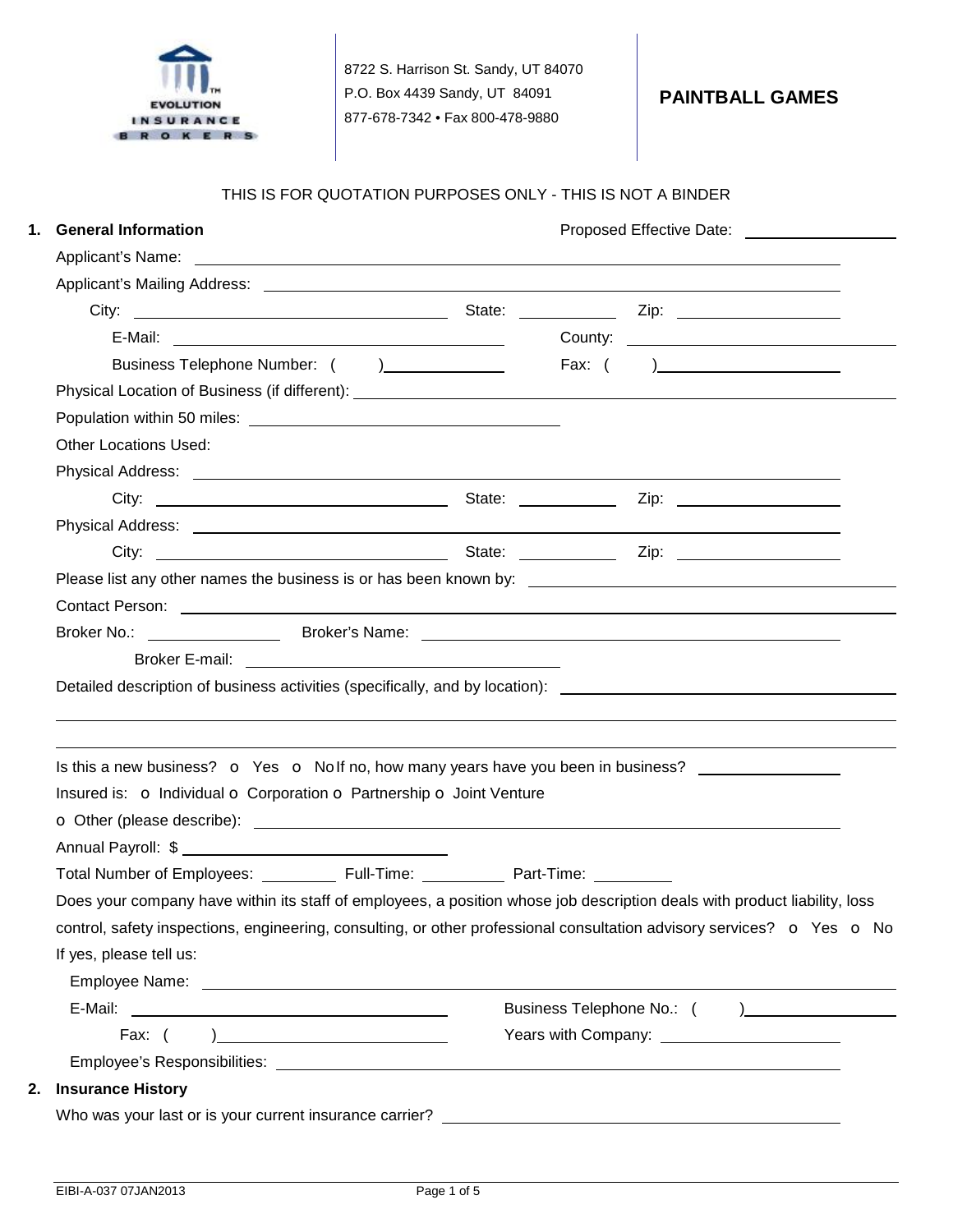EVOLUTION INSURANCE BROKERS

8722 S. Harrison St. Sandy, UT 84070
P.O. Box 4439 Sandy, UT 84091
877-678-7342 • Fax 800-478-9880

# PAINTBALL GAMES

THIS IS FOR QUOTATION PURPOSES ONLY - THIS IS NOT A BINDER

## 1. General Information

Proposed Effective Date: ____________________

Applicant's Name: ____________________

Applicant's Mailing Address: ____________________

City: ____________________ State: __________ Zip: ____________________

E-Mail: ____________________ County: ____________________

Business Telephone Number: ( ) ____________________ Fax: ( ) ____________________

Physical Location of Business (if different): ____________________

Population within 50 miles: ____________________

Other Locations Used:

Physical Address: ____________________

City: ____________________ State: __________ Zip: ____________________

Physical Address: ____________________

City: ____________________ State: __________ Zip: ____________________

Please list any other names the business is or has been known by: ____________________

Contact Person: ____________________

Broker No.: ____________________ Broker's Name: ____________________

Broker E-mail: ____________________

Detailed description of business activities (specifically, and by location): ____________________

____________________

____________________

Is this a new business? o Yes o No If no, how many years have you been in business? ____________________

Insured is: o Individual o Corporation o Partnership o Joint Venture

o Other (please describe): ____________________

Annual Payroll: $ ____________________

Total Number of Employees: __________ Full-Time: __________ Part-Time: __________

Does your company have within its staff of employees, a position whose job description deals with product liability, loss control, safety inspections, engineering, consulting, or other professional consultation advisory services? o Yes o No

If yes, please tell us:

Employee Name: ____________________

E-Mail: ____________________ Business Telephone No.: ( ) ____________________

Fax: ( ) ____________________ Years with Company: ____________________

Employee's Responsibilities: ____________________

## 2. Insurance History

Who was your last or is your current insurance carrier? ____________________

EIBI-A-037 07JAN2013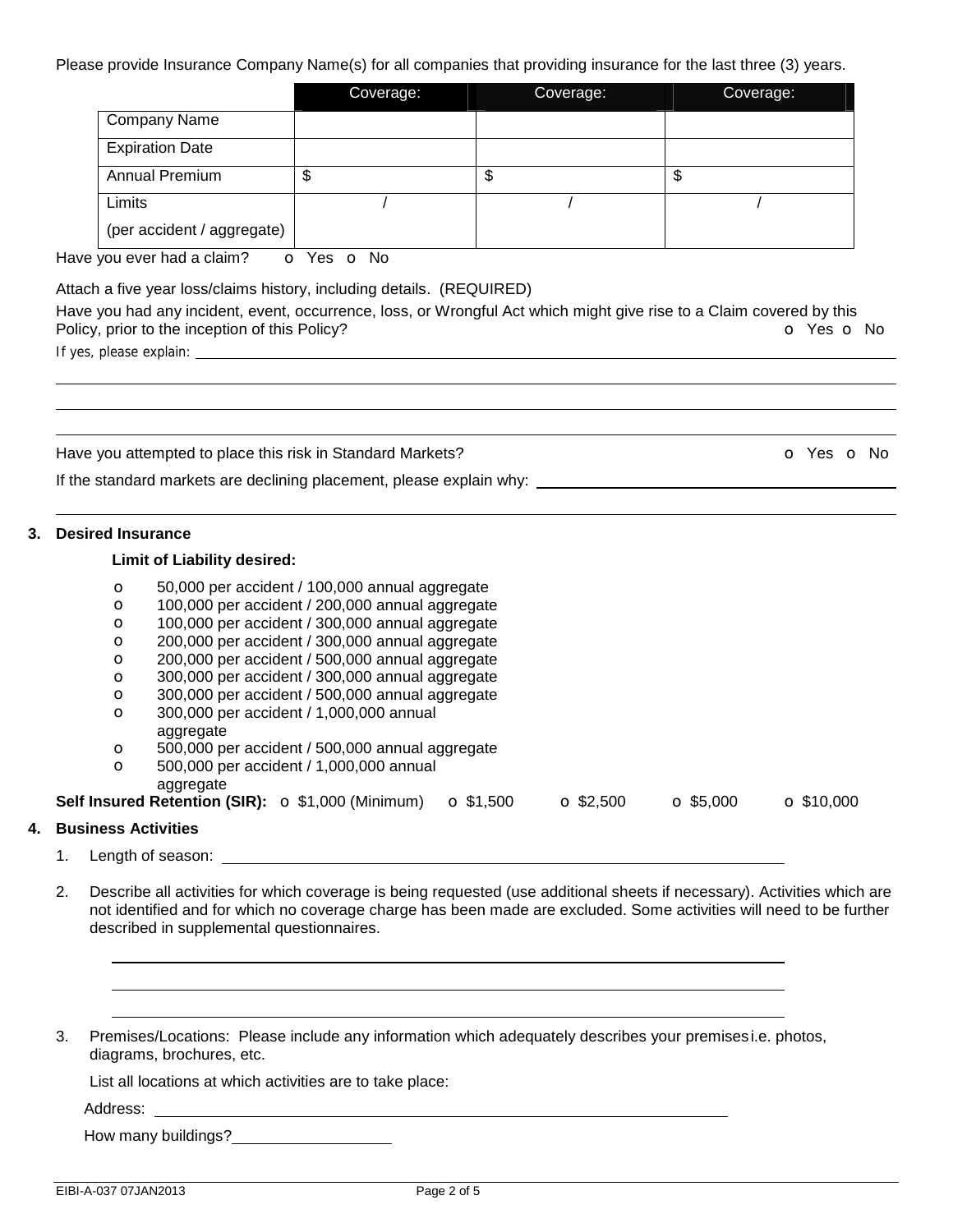Please provide Insurance Company Name(s) for all companies that providing insurance for the last three (3) years.

| | Coverage: | Coverage: | Coverage: |
|---|---|---|---|
| Company Name | | | |
| Expiration Date | | | |
| Annual Premium | $ | $ | $ |
| Limits (per accident / aggregate) | / | / | / |

Have you ever had a claim? o Yes o No

Attach a five year loss/claims history, including details. (REQUIRED)

Have you had any incident, event, occurrence, loss, or Wrongful Act which might give rise to a Claim covered by this Policy, prior to the inception of this Policy? o Yes o No

If yes, please explain: \_\_\_\_\_\_\_\_\_\_\_\_\_\_\_\_\_\_\_\_\_\_\_\_\_\_\_\_\_\_\_\_

Have you attempted to place this risk in Standard Markets? o Yes o No

If the standard markets are declining placement, please explain why: \_\_\_\_\_\_\_\_\_\_\_\_\_\_\_\_\_\_\_\_\_\_\_\_\_\_\_\_\_\_\_\_

## 3. Desired Insurance

**Limit of Liability desired:**

- o 50,000 per accident / 100,000 annual aggregate
- o 100,000 per accident / 200,000 annual aggregate
- o 100,000 per accident / 300,000 annual aggregate
- o 200,000 per accident / 300,000 annual aggregate
- o 200,000 per accident / 500,000 annual aggregate
- o 300,000 per accident / 300,000 annual aggregate
- o 300,000 per accident / 500,000 annual aggregate
- o 300,000 per accident / 1,000,000 annual aggregate
- o 500,000 per accident / 500,000 annual aggregate
- o 500,000 per accident / 1,000,000 annual aggregate

**Self Insured Retention (SIR):** o $1,000 (Minimum) o $1,500 o $2,500 o $5,000 o $10,000

## 4. Business Activities

1. Length of season: \_\_\_\_\_\_\_\_\_\_\_\_\_\_\_\_\_\_\_\_\_\_\_\_\_\_\_\_\_\_\_\_

2. Describe all activities for which coverage is being requested (use additional sheets if necessary). Activities which are not identified and for which no coverage charge has been made are excluded. Some activities will need to be further described in supplemental questionnaires.

3. Premises/Locations: Please include any information which adequately describes your premises i.e. photos, diagrams, brochures, etc.

   List all locations at which activities are to take place:

   Address: \_\_\_\_\_\_\_\_\_\_\_\_\_\_\_\_\_\_\_\_\_\_\_\_\_\_\_\_\_\_\_\_

   How many buildings? \_\_\_\_\_\_\_\_\_\_\_\_\_\_\_\_

EIBI-A-037 07JAN2013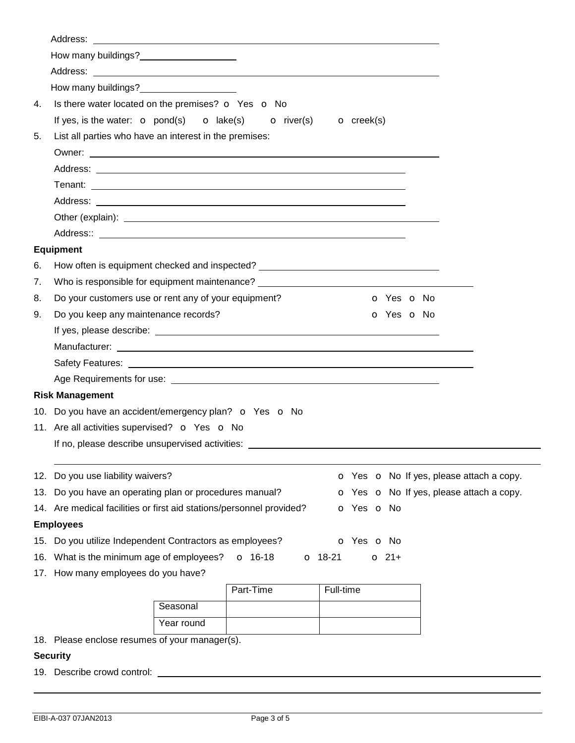Address: ____________________________________________

How many buildings? ________________

Address: ____________________________________________

How many buildings? ________________

4. Is there water located on the premises? o Yes o No

   If yes, is the water: o pond(s) o lake(s) o river(s) o creek(s)

5. List all parties who have an interest in the premises:

   Owner: ____________________________________________

   Address: ____________________________________________

   Tenant: ____________________________________________

   Address: ____________________________________________

   Other (explain): ____________________________________________

   Address:: ____________________________________________

**Equipment**

6. How often is equipment checked and inspected? ________________________

7. Who is responsible for equipment maintenance? ________________________

8. Do your customers use or rent any of your equipment? o Yes o No

9. Do you keep any maintenance records? o Yes o No

   If yes, please describe: ____________________________________________

   Manufacturer: ____________________________________________

   Safety Features: ____________________________________________

   Age Requirements for use: ____________________________________________

**Risk Management**

10. Do you have an accident/emergency plan? o Yes o No

11. Are all activities supervised? o Yes o No

    If no, please describe unsupervised activities: ____________________________________________

12. Do you use liability waivers? o Yes o No If yes, please attach a copy.

13. Do you have an operating plan or procedures manual? o Yes o No If yes, please attach a copy.

14. Are medical facilities or first aid stations/personnel provided? o Yes o No

**Employees**

15. Do you utilize Independent Contractors as employees? o Yes o No

16. What is the minimum age of employees? o 16-18 o 18-21 o 21+

17. How many employees do you have?

|  | Part-Time | Full-time |
|---|---|---|
| Seasonal |  |  |
| Year round |  |  |

18. Please enclose resumes of your manager(s).

**Security**

19. Describe crowd control: ____________________________________________

EIBI-A-037 07JAN2013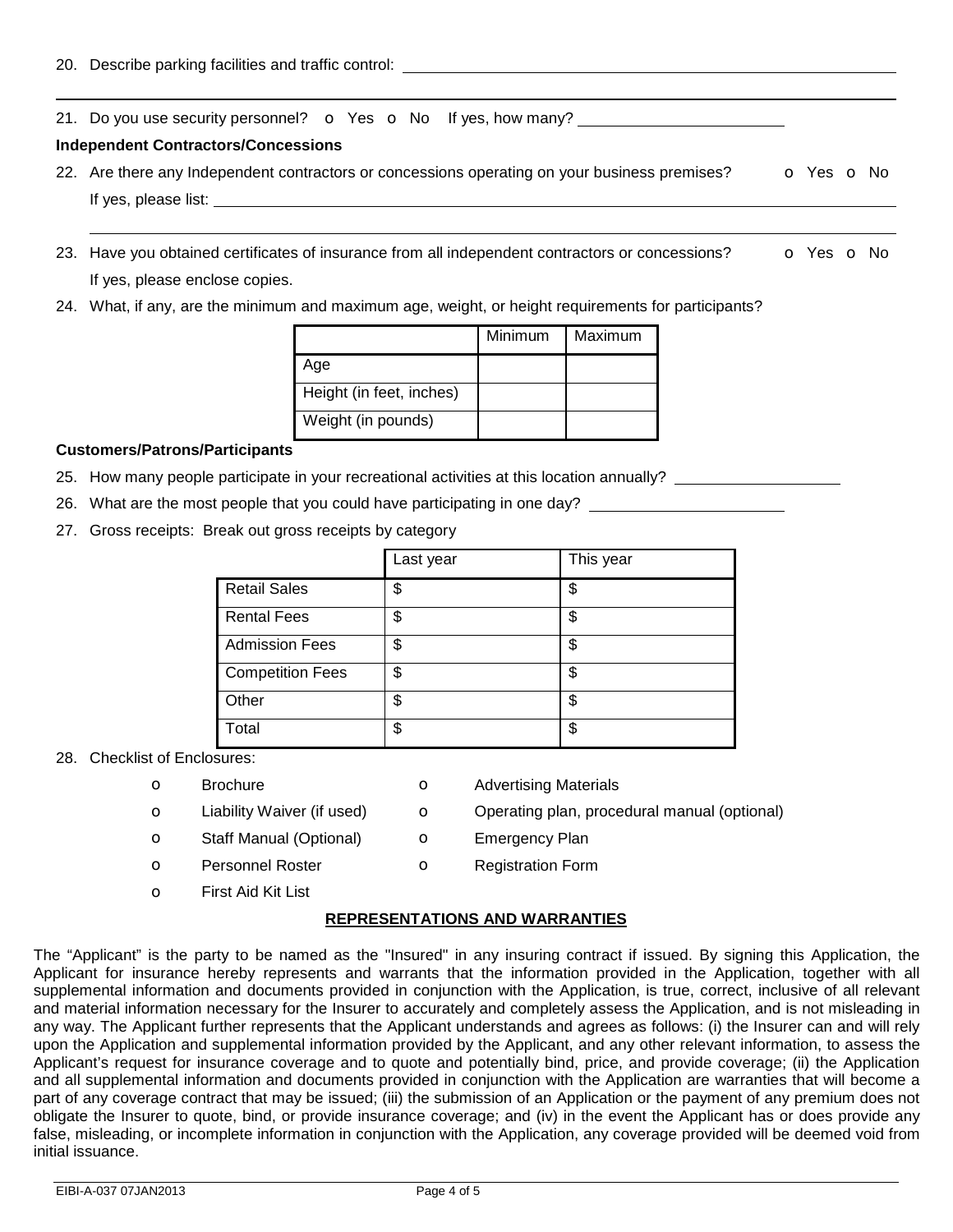20. Describe parking facilities and traffic control: ______________________________________________

21. Do you use security personnel? o Yes o No If yes, how many? ______________________

**Independent Contractors/Concessions**

22. Are there any Independent contractors or concessions operating on your business premises? o Yes o No

    If yes, please list: ______________________________________________

23. Have you obtained certificates of insurance from all independent contractors or concessions? o Yes o No

    If yes, please enclose copies.

24. What, if any, are the minimum and maximum age, weight, or height requirements for participants?

| | Minimum | Maximum |
|---|---|---|
| Age | | |
| Height (in feet, inches) | | |
| Weight (in pounds) | | |

**Customers/Patrons/Participants**

25. How many people participate in your recreational activities at this location annually? ________________

26. What are the most people that you could have participating in one day? ______________________

27. Gross receipts: Break out gross receipts by category

| | Last year | This year |
|---|---|---|
| Retail Sales | $ | $ |
| Rental Fees | $ | $ |
| Admission Fees | $ | $ |
| Competition Fees | $ | $ |
| Other | $ | $ |
| Total | $ | $ |

28. Checklist of Enclosures:

- o Brochure
- o Advertising Materials
- o Liability Waiver (if used)
- o Operating plan, procedural manual (optional)
- o Staff Manual (Optional)
- o Emergency Plan
- o Personnel Roster
- o Registration Form
- o First Aid Kit List

## REPRESENTATIONS AND WARRANTIES

The "Applicant" is the party to be named as the "Insured" in any insuring contract if issued. By signing this Application, the Applicant for insurance hereby represents and warrants that the information provided in the Application, together with all supplemental information and documents provided in conjunction with the Application, is true, correct, inclusive of all relevant and material information necessary for the Insurer to accurately and completely assess the Application, and is not misleading in any way. The Applicant further represents that the Applicant understands and agrees as follows: (i) the Insurer can and will rely upon the Application and supplemental information provided by the Applicant, and any other relevant information, to assess the Applicant's request for insurance coverage and to quote and potentially bind, price, and provide coverage; (ii) the Application and all supplemental information and documents provided in conjunction with the Application are warranties that will become a part of any coverage contract that may be issued; (iii) the submission of an Application or the payment of any premium does not obligate the Insurer to quote, bind, or provide insurance coverage; and (iv) in the event the Applicant has or does provide any false, misleading, or incomplete information in conjunction with the Application, any coverage provided will be deemed void from initial issuance.

EIBI-A-037 07JAN2013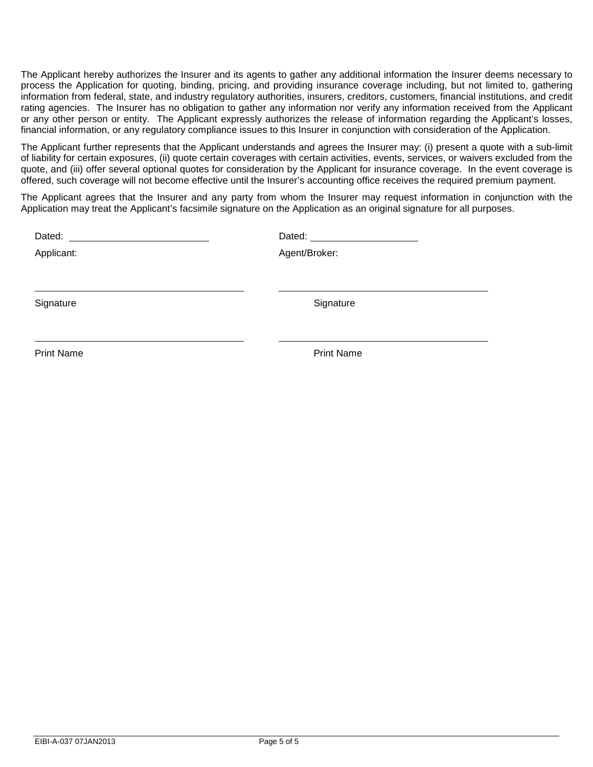The Applicant hereby authorizes the Insurer and its agents to gather any additional information the Insurer deems necessary to process the Application for quoting, binding, pricing, and providing insurance coverage including, but not limited to, gathering information from federal, state, and industry regulatory authorities, insurers, creditors, customers, financial institutions, and credit rating agencies. The Insurer has no obligation to gather any information nor verify any information received from the Applicant or any other person or entity. The Applicant expressly authorizes the release of information regarding the Applicant's losses, financial information, or any regulatory compliance issues to this Insurer in conjunction with consideration of the Application.

The Applicant further represents that the Applicant understands and agrees the Insurer may: (i) present a quote with a sub-limit of liability for certain exposures, (ii) quote certain coverages with certain activities, events, services, or waivers excluded from the quote, and (iii) offer several optional quotes for consideration by the Applicant for insurance coverage. In the event coverage is offered, such coverage will not become effective until the Insurer's accounting office receives the required premium payment.

The Applicant agrees that the Insurer and any party from whom the Insurer may request information in conjunction with the Application may treat the Applicant's facsimile signature on the Application as an original signature for all purposes.

| | |
|---|---|
| Dated: ______________________ | Dated: ____________________ |
| Applicant: | Agent/Broker: |
| ________________________________ | ________________________________ |
| Signature | Signature |
| ________________________________ | ________________________________ |
| Print Name | Print Name |

EIBI-A-037 07JAN2013